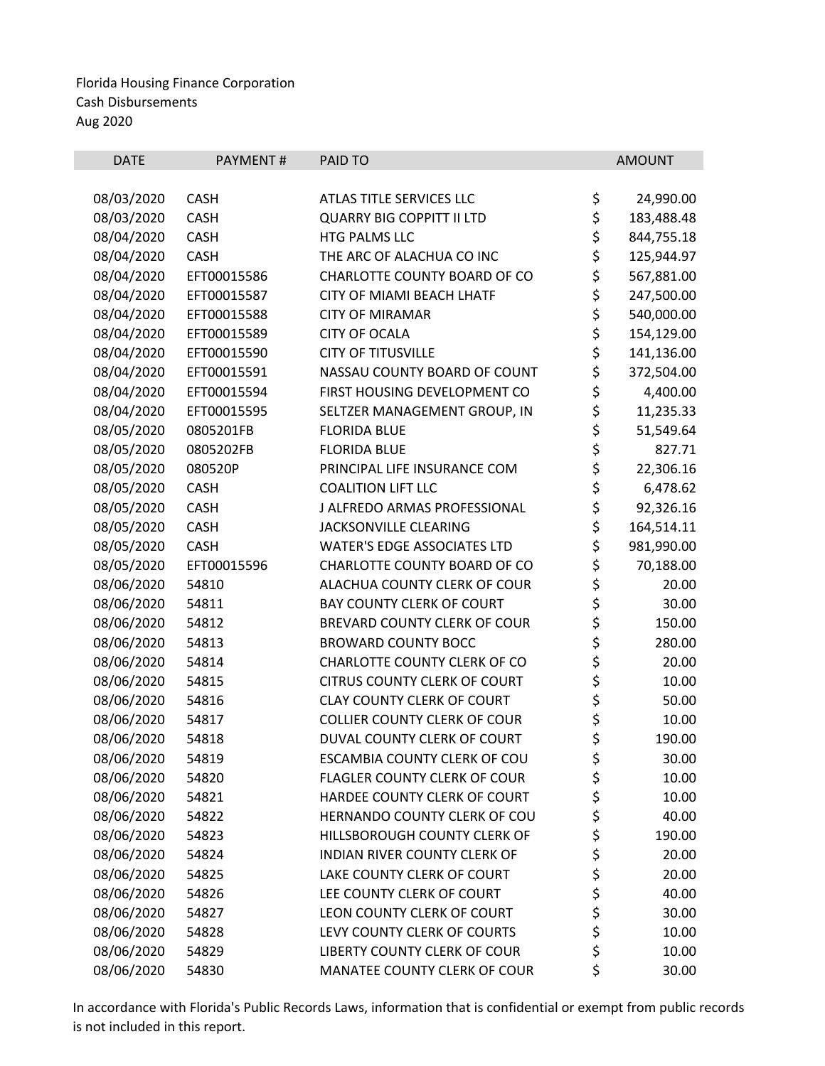Florida Housing Finance Corporation
Cash Disbursements
Aug 2020

| DATE | PAYMENT # | PAID TO | AMOUNT |
|---|---|---|---|
| 08/03/2020 | CASH | ATLAS TITLE SERVICES LLC | $ 24,990.00 |
| 08/03/2020 | CASH | QUARRY BIG COPPITT II LTD | $ 183,488.48 |
| 08/04/2020 | CASH | HTG PALMS LLC | $ 844,755.18 |
| 08/04/2020 | CASH | THE ARC OF ALACHUA CO INC | $ 125,944.97 |
| 08/04/2020 | EFT00015586 | CHARLOTTE COUNTY BOARD OF CO | $ 567,881.00 |
| 08/04/2020 | EFT00015587 | CITY OF MIAMI BEACH LHATF | $ 247,500.00 |
| 08/04/2020 | EFT00015588 | CITY OF MIRAMAR | $ 540,000.00 |
| 08/04/2020 | EFT00015589 | CITY OF OCALA | $ 154,129.00 |
| 08/04/2020 | EFT00015590 | CITY OF TITUSVILLE | $ 141,136.00 |
| 08/04/2020 | EFT00015591 | NASSAU COUNTY BOARD OF COUNT | $ 372,504.00 |
| 08/04/2020 | EFT00015594 | FIRST HOUSING DEVELOPMENT CO | $ 4,400.00 |
| 08/04/2020 | EFT00015595 | SELTZER MANAGEMENT GROUP, IN | $ 11,235.33 |
| 08/05/2020 | 0805201FB | FLORIDA BLUE | $ 51,549.64 |
| 08/05/2020 | 0805202FB | FLORIDA BLUE | $ 827.71 |
| 08/05/2020 | 080520P | PRINCIPAL LIFE INSURANCE COM | $ 22,306.16 |
| 08/05/2020 | CASH | COALITION LIFT LLC | $ 6,478.62 |
| 08/05/2020 | CASH | J ALFREDO ARMAS PROFESSIONAL | $ 92,326.16 |
| 08/05/2020 | CASH | JACKSONVILLE CLEARING | $ 164,514.11 |
| 08/05/2020 | CASH | WATER'S EDGE ASSOCIATES LTD | $ 981,990.00 |
| 08/05/2020 | EFT00015596 | CHARLOTTE COUNTY BOARD OF CO | $ 70,188.00 |
| 08/06/2020 | 54810 | ALACHUA COUNTY CLERK OF COUR | $ 20.00 |
| 08/06/2020 | 54811 | BAY COUNTY CLERK OF COURT | $ 30.00 |
| 08/06/2020 | 54812 | BREVARD COUNTY CLERK OF COUR | $ 150.00 |
| 08/06/2020 | 54813 | BROWARD COUNTY BOCC | $ 280.00 |
| 08/06/2020 | 54814 | CHARLOTTE COUNTY CLERK OF CO | $ 20.00 |
| 08/06/2020 | 54815 | CITRUS COUNTY CLERK OF COURT | $ 10.00 |
| 08/06/2020 | 54816 | CLAY COUNTY CLERK OF COURT | $ 50.00 |
| 08/06/2020 | 54817 | COLLIER COUNTY CLERK OF COUR | $ 10.00 |
| 08/06/2020 | 54818 | DUVAL COUNTY CLERK OF COURT | $ 190.00 |
| 08/06/2020 | 54819 | ESCAMBIA COUNTY CLERK OF COU | $ 30.00 |
| 08/06/2020 | 54820 | FLAGLER COUNTY CLERK OF COUR | $ 10.00 |
| 08/06/2020 | 54821 | HARDEE COUNTY CLERK OF COURT | $ 10.00 |
| 08/06/2020 | 54822 | HERNANDO COUNTY CLERK OF COU | $ 40.00 |
| 08/06/2020 | 54823 | HILLSBOROUGH COUNTY CLERK OF | $ 190.00 |
| 08/06/2020 | 54824 | INDIAN RIVER COUNTY CLERK OF | $ 20.00 |
| 08/06/2020 | 54825 | LAKE COUNTY CLERK OF COURT | $ 20.00 |
| 08/06/2020 | 54826 | LEE COUNTY CLERK OF COURT | $ 40.00 |
| 08/06/2020 | 54827 | LEON COUNTY CLERK OF COURT | $ 30.00 |
| 08/06/2020 | 54828 | LEVY COUNTY CLERK OF COURTS | $ 10.00 |
| 08/06/2020 | 54829 | LIBERTY COUNTY CLERK OF COUR | $ 10.00 |
| 08/06/2020 | 54830 | MANATEE COUNTY CLERK OF COUR | $ 30.00 |

In accordance with Florida's Public Records Laws, information that is confidential or exempt from public records is not included in this report.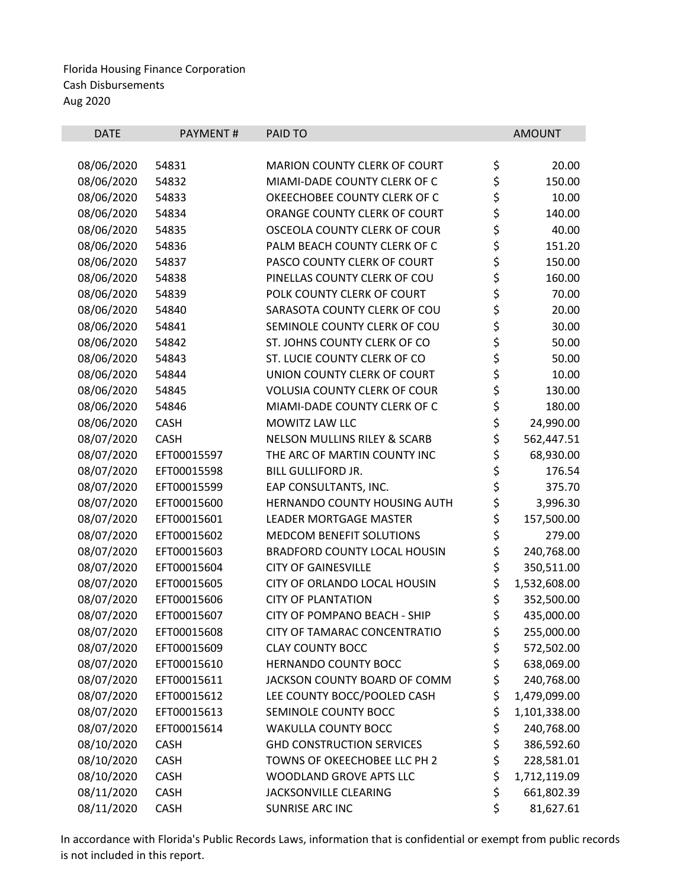Florida Housing Finance Corporation
Cash Disbursements
Aug 2020

| DATE | PAYMENT # | PAID TO | AMOUNT |
|---|---|---|---|
| 08/06/2020 | 54831 | MARION COUNTY CLERK OF COURT | $ 20.00 |
| 08/06/2020 | 54832 | MIAMI-DADE COUNTY CLERK OF C | $ 150.00 |
| 08/06/2020 | 54833 | OKEECHOBEE COUNTY CLERK OF C | $ 10.00 |
| 08/06/2020 | 54834 | ORANGE COUNTY CLERK OF COURT | $ 140.00 |
| 08/06/2020 | 54835 | OSCEOLA COUNTY CLERK OF COUR | $ 40.00 |
| 08/06/2020 | 54836 | PALM BEACH COUNTY CLERK OF C | $ 151.20 |
| 08/06/2020 | 54837 | PASCO COUNTY CLERK OF COURT | $ 150.00 |
| 08/06/2020 | 54838 | PINELLAS COUNTY CLERK OF COU | $ 160.00 |
| 08/06/2020 | 54839 | POLK COUNTY CLERK OF COURT | $ 70.00 |
| 08/06/2020 | 54840 | SARASOTA COUNTY CLERK OF COU | $ 20.00 |
| 08/06/2020 | 54841 | SEMINOLE COUNTY CLERK OF COU | $ 30.00 |
| 08/06/2020 | 54842 | ST. JOHNS COUNTY CLERK OF CO | $ 50.00 |
| 08/06/2020 | 54843 | ST. LUCIE COUNTY CLERK OF CO | $ 50.00 |
| 08/06/2020 | 54844 | UNION COUNTY CLERK OF COURT | $ 10.00 |
| 08/06/2020 | 54845 | VOLUSIA COUNTY CLERK OF COUR | $ 130.00 |
| 08/06/2020 | 54846 | MIAMI-DADE COUNTY CLERK OF C | $ 180.00 |
| 08/06/2020 | CASH | MOWITZ LAW LLC | $ 24,990.00 |
| 08/07/2020 | CASH | NELSON MULLINS RILEY & SCARB | $ 562,447.51 |
| 08/07/2020 | EFT00015597 | THE ARC OF MARTIN COUNTY INC | $ 68,930.00 |
| 08/07/2020 | EFT00015598 | BILL GULLIFORD JR. | $ 176.54 |
| 08/07/2020 | EFT00015599 | EAP CONSULTANTS, INC. | $ 375.70 |
| 08/07/2020 | EFT00015600 | HERNANDO COUNTY HOUSING AUTH | $ 3,996.30 |
| 08/07/2020 | EFT00015601 | LEADER MORTGAGE MASTER | $ 157,500.00 |
| 08/07/2020 | EFT00015602 | MEDCOM BENEFIT SOLUTIONS | $ 279.00 |
| 08/07/2020 | EFT00015603 | BRADFORD COUNTY LOCAL HOUSIN | $ 240,768.00 |
| 08/07/2020 | EFT00015604 | CITY OF GAINESVILLE | $ 350,511.00 |
| 08/07/2020 | EFT00015605 | CITY OF ORLANDO LOCAL HOUSIN | $ 1,532,608.00 |
| 08/07/2020 | EFT00015606 | CITY OF PLANTATION | $ 352,500.00 |
| 08/07/2020 | EFT00015607 | CITY OF POMPANO BEACH - SHIP | $ 435,000.00 |
| 08/07/2020 | EFT00015608 | CITY OF TAMARAC CONCENTRATIO | $ 255,000.00 |
| 08/07/2020 | EFT00015609 | CLAY COUNTY BOCC | $ 572,502.00 |
| 08/07/2020 | EFT00015610 | HERNANDO COUNTY BOCC | $ 638,069.00 |
| 08/07/2020 | EFT00015611 | JACKSON COUNTY BOARD OF COMM | $ 240,768.00 |
| 08/07/2020 | EFT00015612 | LEE COUNTY BOCC/POOLED CASH | $ 1,479,099.00 |
| 08/07/2020 | EFT00015613 | SEMINOLE COUNTY BOCC | $ 1,101,338.00 |
| 08/07/2020 | EFT00015614 | WAKULLA COUNTY BOCC | $ 240,768.00 |
| 08/10/2020 | CASH | GHD CONSTRUCTION SERVICES | $ 386,592.60 |
| 08/10/2020 | CASH | TOWNS OF OKEECHOBEE LLC PH 2 | $ 228,581.01 |
| 08/10/2020 | CASH | WOODLAND GROVE APTS LLC | $ 1,712,119.09 |
| 08/11/2020 | CASH | JACKSONVILLE CLEARING | $ 661,802.39 |
| 08/11/2020 | CASH | SUNRISE ARC INC | $ 81,627.61 |

In accordance with Florida's Public Records Laws, information that is confidential or exempt from public records is not included in this report.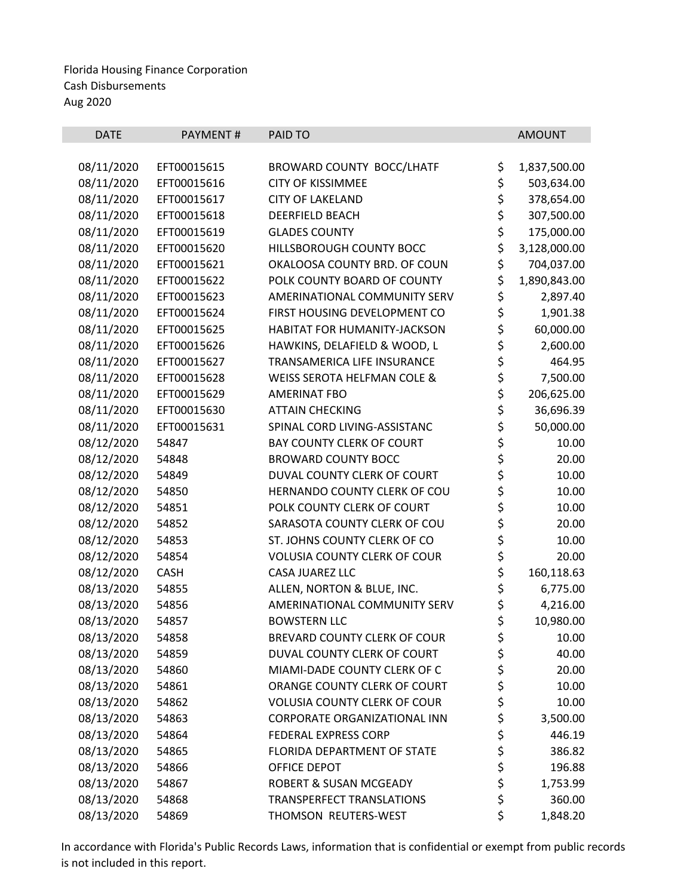Florida Housing Finance Corporation
Cash Disbursements
Aug 2020

| DATE | PAYMENT # | PAID TO | AMOUNT |
|---|---|---|---|
| 08/11/2020 | EFT00015615 | BROWARD COUNTY BOCC/LHATF | $ 1,837,500.00 |
| 08/11/2020 | EFT00015616 | CITY OF KISSIMMEE | $ 503,634.00 |
| 08/11/2020 | EFT00015617 | CITY OF LAKELAND | $ 378,654.00 |
| 08/11/2020 | EFT00015618 | DEERFIELD BEACH | $ 307,500.00 |
| 08/11/2020 | EFT00015619 | GLADES COUNTY | $ 175,000.00 |
| 08/11/2020 | EFT00015620 | HILLSBOROUGH COUNTY BOCC | $ 3,128,000.00 |
| 08/11/2020 | EFT00015621 | OKALOOSA COUNTY BRD. OF COUN | $ 704,037.00 |
| 08/11/2020 | EFT00015622 | POLK COUNTY BOARD OF COUNTY | $ 1,890,843.00 |
| 08/11/2020 | EFT00015623 | AMERINATIONAL COMMUNITY SERV | $ 2,897.40 |
| 08/11/2020 | EFT00015624 | FIRST HOUSING DEVELOPMENT CO | $ 1,901.38 |
| 08/11/2020 | EFT00015625 | HABITAT FOR HUMANITY-JACKSON | $ 60,000.00 |
| 08/11/2020 | EFT00015626 | HAWKINS, DELAFIELD & WOOD, L | $ 2,600.00 |
| 08/11/2020 | EFT00015627 | TRANSAMERICA LIFE INSURANCE | $ 464.95 |
| 08/11/2020 | EFT00015628 | WEISS SEROTA HELFMAN COLE & | $ 7,500.00 |
| 08/11/2020 | EFT00015629 | AMERINAT FBO | $ 206,625.00 |
| 08/11/2020 | EFT00015630 | ATTAIN CHECKING | $ 36,696.39 |
| 08/11/2020 | EFT00015631 | SPINAL CORD LIVING-ASSISTANC | $ 50,000.00 |
| 08/12/2020 | 54847 | BAY COUNTY CLERK OF COURT | $ 10.00 |
| 08/12/2020 | 54848 | BROWARD COUNTY BOCC | $ 20.00 |
| 08/12/2020 | 54849 | DUVAL COUNTY CLERK OF COURT | $ 10.00 |
| 08/12/2020 | 54850 | HERNANDO COUNTY CLERK OF COU | $ 10.00 |
| 08/12/2020 | 54851 | POLK COUNTY CLERK OF COURT | $ 10.00 |
| 08/12/2020 | 54852 | SARASOTA COUNTY CLERK OF COU | $ 20.00 |
| 08/12/2020 | 54853 | ST. JOHNS COUNTY CLERK OF CO | $ 10.00 |
| 08/12/2020 | 54854 | VOLUSIA COUNTY CLERK OF COUR | $ 20.00 |
| 08/12/2020 | CASH | CASA JUAREZ LLC | $ 160,118.63 |
| 08/13/2020 | 54855 | ALLEN, NORTON & BLUE, INC. | $ 6,775.00 |
| 08/13/2020 | 54856 | AMERINATIONAL COMMUNITY SERV | $ 4,216.00 |
| 08/13/2020 | 54857 | BOWSTERN LLC | $ 10,980.00 |
| 08/13/2020 | 54858 | BREVARD COUNTY CLERK OF COUR | $ 10.00 |
| 08/13/2020 | 54859 | DUVAL COUNTY CLERK OF COURT | $ 40.00 |
| 08/13/2020 | 54860 | MIAMI-DADE COUNTY CLERK OF C | $ 20.00 |
| 08/13/2020 | 54861 | ORANGE COUNTY CLERK OF COURT | $ 10.00 |
| 08/13/2020 | 54862 | VOLUSIA COUNTY CLERK OF COUR | $ 10.00 |
| 08/13/2020 | 54863 | CORPORATE ORGANIZATIONAL INN | $ 3,500.00 |
| 08/13/2020 | 54864 | FEDERAL EXPRESS CORP | $ 446.19 |
| 08/13/2020 | 54865 | FLORIDA DEPARTMENT OF STATE | $ 386.82 |
| 08/13/2020 | 54866 | OFFICE DEPOT | $ 196.88 |
| 08/13/2020 | 54867 | ROBERT & SUSAN MCGEADY | $ 1,753.99 |
| 08/13/2020 | 54868 | TRANSPERFECT TRANSLATIONS | $ 360.00 |
| 08/13/2020 | 54869 | THOMSON REUTERS-WEST | $ 1,848.20 |

In accordance with Florida's Public Records Laws, information that is confidential or exempt from public records is not included in this report.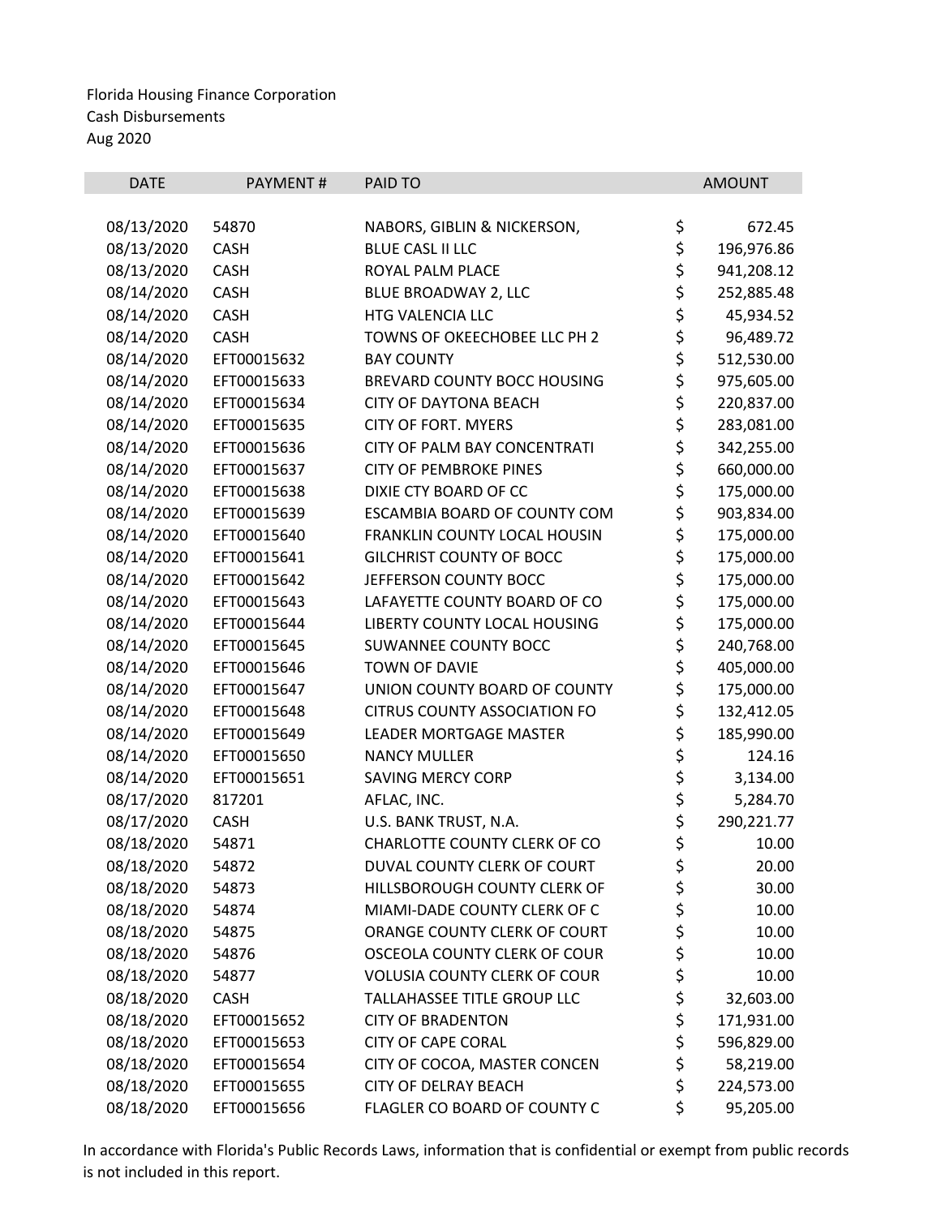Florida Housing Finance Corporation
Cash Disbursements
Aug 2020

| DATE | PAYMENT # | PAID TO | | AMOUNT |
|---|---|---|---|---|
| 08/13/2020 | 54870 | NABORS, GIBLIN & NICKERSON, | $ | 672.45 |
| 08/13/2020 | CASH | BLUE CASL II LLC | $ | 196,976.86 |
| 08/13/2020 | CASH | ROYAL PALM PLACE | $ | 941,208.12 |
| 08/14/2020 | CASH | BLUE BROADWAY 2, LLC | $ | 252,885.48 |
| 08/14/2020 | CASH | HTG VALENCIA LLC | $ | 45,934.52 |
| 08/14/2020 | CASH | TOWNS OF OKEECHOBEE LLC PH 2 | $ | 96,489.72 |
| 08/14/2020 | EFT00015632 | BAY COUNTY | $ | 512,530.00 |
| 08/14/2020 | EFT00015633 | BREVARD COUNTY BOCC HOUSING | $ | 975,605.00 |
| 08/14/2020 | EFT00015634 | CITY OF DAYTONA BEACH | $ | 220,837.00 |
| 08/14/2020 | EFT00015635 | CITY OF FORT. MYERS | $ | 283,081.00 |
| 08/14/2020 | EFT00015636 | CITY OF PALM BAY CONCENTRATI | $ | 342,255.00 |
| 08/14/2020 | EFT00015637 | CITY OF PEMBROKE PINES | $ | 660,000.00 |
| 08/14/2020 | EFT00015638 | DIXIE CTY BOARD OF CC | $ | 175,000.00 |
| 08/14/2020 | EFT00015639 | ESCAMBIA BOARD OF COUNTY COM | $ | 903,834.00 |
| 08/14/2020 | EFT00015640 | FRANKLIN COUNTY LOCAL HOUSIN | $ | 175,000.00 |
| 08/14/2020 | EFT00015641 | GILCHRIST COUNTY OF BOCC | $ | 175,000.00 |
| 08/14/2020 | EFT00015642 | JEFFERSON COUNTY BOCC | $ | 175,000.00 |
| 08/14/2020 | EFT00015643 | LAFAYETTE COUNTY BOARD OF CO | $ | 175,000.00 |
| 08/14/2020 | EFT00015644 | LIBERTY COUNTY LOCAL HOUSING | $ | 175,000.00 |
| 08/14/2020 | EFT00015645 | SUWANNEE COUNTY BOCC | $ | 240,768.00 |
| 08/14/2020 | EFT00015646 | TOWN OF DAVIE | $ | 405,000.00 |
| 08/14/2020 | EFT00015647 | UNION COUNTY BOARD OF COUNTY | $ | 175,000.00 |
| 08/14/2020 | EFT00015648 | CITRUS COUNTY ASSOCIATION FO | $ | 132,412.05 |
| 08/14/2020 | EFT00015649 | LEADER MORTGAGE MASTER | $ | 185,990.00 |
| 08/14/2020 | EFT00015650 | NANCY MULLER | $ | 124.16 |
| 08/14/2020 | EFT00015651 | SAVING MERCY CORP | $ | 3,134.00 |
| 08/17/2020 | 817201 | AFLAC, INC. | $ | 5,284.70 |
| 08/17/2020 | CASH | U.S. BANK TRUST, N.A. | $ | 290,221.77 |
| 08/18/2020 | 54871 | CHARLOTTE COUNTY CLERK OF CO | $ | 10.00 |
| 08/18/2020 | 54872 | DUVAL COUNTY CLERK OF COURT | $ | 20.00 |
| 08/18/2020 | 54873 | HILLSBOROUGH COUNTY CLERK OF | $ | 30.00 |
| 08/18/2020 | 54874 | MIAMI-DADE COUNTY CLERK OF C | $ | 10.00 |
| 08/18/2020 | 54875 | ORANGE COUNTY CLERK OF COURT | $ | 10.00 |
| 08/18/2020 | 54876 | OSCEOLA COUNTY CLERK OF COUR | $ | 10.00 |
| 08/18/2020 | 54877 | VOLUSIA COUNTY CLERK OF COUR | $ | 10.00 |
| 08/18/2020 | CASH | TALLAHASSEE TITLE GROUP LLC | $ | 32,603.00 |
| 08/18/2020 | EFT00015652 | CITY OF BRADENTON | $ | 171,931.00 |
| 08/18/2020 | EFT00015653 | CITY OF CAPE CORAL | $ | 596,829.00 |
| 08/18/2020 | EFT00015654 | CITY OF COCOA, MASTER CONCEN | $ | 58,219.00 |
| 08/18/2020 | EFT00015655 | CITY OF DELRAY BEACH | $ | 224,573.00 |
| 08/18/2020 | EFT00015656 | FLAGLER CO BOARD OF COUNTY C | $ | 95,205.00 |

In accordance with Florida's Public Records Laws, information that is confidential or exempt from public records is not included in this report.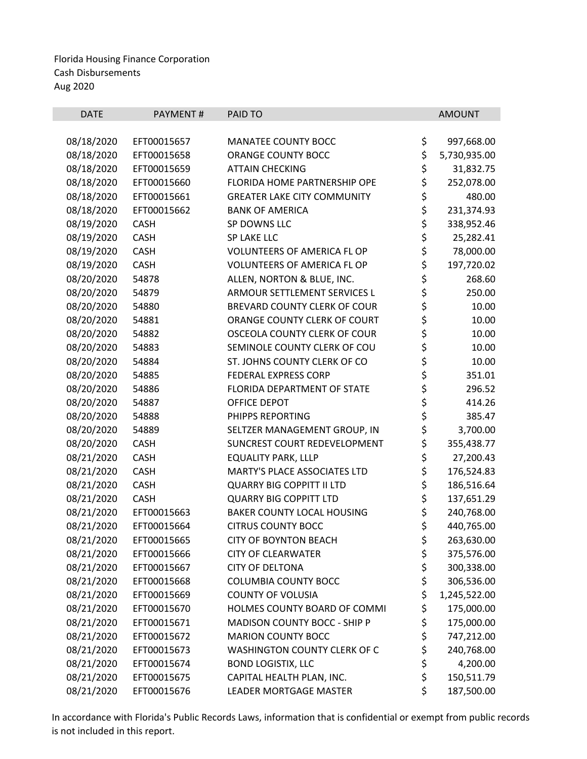Florida Housing Finance Corporation
Cash Disbursements
Aug 2020

| DATE | PAYMENT # | PAID TO | AMOUNT |
|---|---|---|---|
| 08/18/2020 | EFT00015657 | MANATEE COUNTY BOCC | $ 997,668.00 |
| 08/18/2020 | EFT00015658 | ORANGE COUNTY BOCC | $ 5,730,935.00 |
| 08/18/2020 | EFT00015659 | ATTAIN CHECKING | $ 31,832.75 |
| 08/18/2020 | EFT00015660 | FLORIDA HOME PARTNERSHIP OPE | $ 252,078.00 |
| 08/18/2020 | EFT00015661 | GREATER LAKE CITY COMMUNITY | $ 480.00 |
| 08/18/2020 | EFT00015662 | BANK OF AMERICA | $ 231,374.93 |
| 08/19/2020 | CASH | SP DOWNS LLC | $ 338,952.46 |
| 08/19/2020 | CASH | SP LAKE LLC | $ 25,282.41 |
| 08/19/2020 | CASH | VOLUNTEERS OF AMERICA FL OP | $ 78,000.00 |
| 08/19/2020 | CASH | VOLUNTEERS OF AMERICA FL OP | $ 197,720.02 |
| 08/20/2020 | 54878 | ALLEN, NORTON & BLUE, INC. | $ 268.60 |
| 08/20/2020 | 54879 | ARMOUR SETTLEMENT SERVICES L | $ 250.00 |
| 08/20/2020 | 54880 | BREVARD COUNTY CLERK OF COUR | $ 10.00 |
| 08/20/2020 | 54881 | ORANGE COUNTY CLERK OF COURT | $ 10.00 |
| 08/20/2020 | 54882 | OSCEOLA COUNTY CLERK OF COUR | $ 10.00 |
| 08/20/2020 | 54883 | SEMINOLE COUNTY CLERK OF COU | $ 10.00 |
| 08/20/2020 | 54884 | ST. JOHNS COUNTY CLERK OF CO | $ 10.00 |
| 08/20/2020 | 54885 | FEDERAL EXPRESS CORP | $ 351.01 |
| 08/20/2020 | 54886 | FLORIDA DEPARTMENT OF STATE | $ 296.52 |
| 08/20/2020 | 54887 | OFFICE DEPOT | $ 414.26 |
| 08/20/2020 | 54888 | PHIPPS REPORTING | $ 385.47 |
| 08/20/2020 | 54889 | SELTZER MANAGEMENT GROUP, IN | $ 3,700.00 |
| 08/20/2020 | CASH | SUNCREST COURT REDEVELOPMENT | $ 355,438.77 |
| 08/21/2020 | CASH | EQUALITY PARK, LLLP | $ 27,200.43 |
| 08/21/2020 | CASH | MARTY'S PLACE ASSOCIATES LTD | $ 176,524.83 |
| 08/21/2020 | CASH | QUARRY BIG COPPITT II LTD | $ 186,516.64 |
| 08/21/2020 | CASH | QUARRY BIG COPPITT LTD | $ 137,651.29 |
| 08/21/2020 | EFT00015663 | BAKER COUNTY LOCAL HOUSING | $ 240,768.00 |
| 08/21/2020 | EFT00015664 | CITRUS COUNTY BOCC | $ 440,765.00 |
| 08/21/2020 | EFT00015665 | CITY OF BOYNTON BEACH | $ 263,630.00 |
| 08/21/2020 | EFT00015666 | CITY OF CLEARWATER | $ 375,576.00 |
| 08/21/2020 | EFT00015667 | CITY OF DELTONA | $ 300,338.00 |
| 08/21/2020 | EFT00015668 | COLUMBIA COUNTY BOCC | $ 306,536.00 |
| 08/21/2020 | EFT00015669 | COUNTY OF VOLUSIA | $ 1,245,522.00 |
| 08/21/2020 | EFT00015670 | HOLMES COUNTY BOARD OF COMMI | $ 175,000.00 |
| 08/21/2020 | EFT00015671 | MADISON COUNTY BOCC - SHIP P | $ 175,000.00 |
| 08/21/2020 | EFT00015672 | MARION COUNTY BOCC | $ 747,212.00 |
| 08/21/2020 | EFT00015673 | WASHINGTON COUNTY CLERK OF C | $ 240,768.00 |
| 08/21/2020 | EFT00015674 | BOND LOGISTIX, LLC | $ 4,200.00 |
| 08/21/2020 | EFT00015675 | CAPITAL HEALTH PLAN, INC. | $ 150,511.79 |
| 08/21/2020 | EFT00015676 | LEADER MORTGAGE MASTER | $ 187,500.00 |

In accordance with Florida's Public Records Laws, information that is confidential or exempt from public records is not included in this report.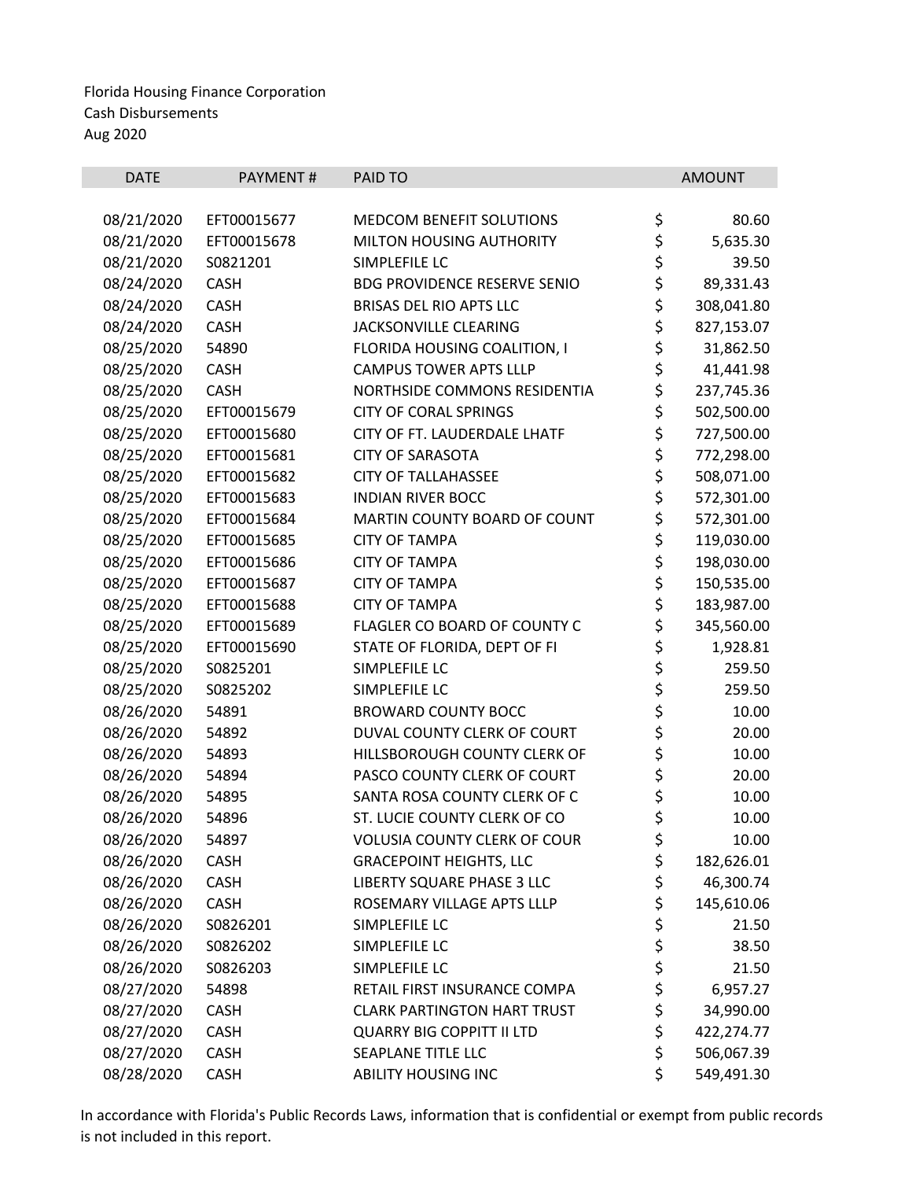Florida Housing Finance Corporation
Cash Disbursements
Aug 2020

| DATE | PAYMENT # | PAID TO | | AMOUNT |
|---|---|---|---|---|
| 08/21/2020 | EFT00015677 | MEDCOM BENEFIT SOLUTIONS | $ | 80.60 |
| 08/21/2020 | EFT00015678 | MILTON HOUSING AUTHORITY | $ | 5,635.30 |
| 08/21/2020 | S0821201 | SIMPLEFILE LC | $ | 39.50 |
| 08/24/2020 | CASH | BDG PROVIDENCE RESERVE SENIO | $ | 89,331.43 |
| 08/24/2020 | CASH | BRISAS DEL RIO APTS LLC | $ | 308,041.80 |
| 08/24/2020 | CASH | JACKSONVILLE CLEARING | $ | 827,153.07 |
| 08/25/2020 | 54890 | FLORIDA HOUSING COALITION, I | $ | 31,862.50 |
| 08/25/2020 | CASH | CAMPUS TOWER APTS LLLP | $ | 41,441.98 |
| 08/25/2020 | CASH | NORTHSIDE COMMONS RESIDENTIA | $ | 237,745.36 |
| 08/25/2020 | EFT00015679 | CITY OF CORAL SPRINGS | $ | 502,500.00 |
| 08/25/2020 | EFT00015680 | CITY OF FT. LAUDERDALE LHATF | $ | 727,500.00 |
| 08/25/2020 | EFT00015681 | CITY OF SARASOTA | $ | 772,298.00 |
| 08/25/2020 | EFT00015682 | CITY OF TALLAHASSEE | $ | 508,071.00 |
| 08/25/2020 | EFT00015683 | INDIAN RIVER BOCC | $ | 572,301.00 |
| 08/25/2020 | EFT00015684 | MARTIN COUNTY BOARD OF COUNT | $ | 572,301.00 |
| 08/25/2020 | EFT00015685 | CITY OF TAMPA | $ | 119,030.00 |
| 08/25/2020 | EFT00015686 | CITY OF TAMPA | $ | 198,030.00 |
| 08/25/2020 | EFT00015687 | CITY OF TAMPA | $ | 150,535.00 |
| 08/25/2020 | EFT00015688 | CITY OF TAMPA | $ | 183,987.00 |
| 08/25/2020 | EFT00015689 | FLAGLER CO BOARD OF COUNTY C | $ | 345,560.00 |
| 08/25/2020 | EFT00015690 | STATE OF FLORIDA, DEPT OF FI | $ | 1,928.81 |
| 08/25/2020 | S0825201 | SIMPLEFILE LC | $ | 259.50 |
| 08/25/2020 | S0825202 | SIMPLEFILE LC | $ | 259.50 |
| 08/26/2020 | 54891 | BROWARD COUNTY BOCC | $ | 10.00 |
| 08/26/2020 | 54892 | DUVAL COUNTY CLERK OF COURT | $ | 20.00 |
| 08/26/2020 | 54893 | HILLSBOROUGH COUNTY CLERK OF | $ | 10.00 |
| 08/26/2020 | 54894 | PASCO COUNTY CLERK OF COURT | $ | 20.00 |
| 08/26/2020 | 54895 | SANTA ROSA COUNTY CLERK OF C | $ | 10.00 |
| 08/26/2020 | 54896 | ST. LUCIE COUNTY CLERK OF CO | $ | 10.00 |
| 08/26/2020 | 54897 | VOLUSIA COUNTY CLERK OF COUR | $ | 10.00 |
| 08/26/2020 | CASH | GRACEPOINT HEIGHTS, LLC | $ | 182,626.01 |
| 08/26/2020 | CASH | LIBERTY SQUARE PHASE 3 LLC | $ | 46,300.74 |
| 08/26/2020 | CASH | ROSEMARY VILLAGE APTS LLLP | $ | 145,610.06 |
| 08/26/2020 | S0826201 | SIMPLEFILE LC | $ | 21.50 |
| 08/26/2020 | S0826202 | SIMPLEFILE LC | $ | 38.50 |
| 08/26/2020 | S0826203 | SIMPLEFILE LC | $ | 21.50 |
| 08/27/2020 | 54898 | RETAIL FIRST INSURANCE COMPA | $ | 6,957.27 |
| 08/27/2020 | CASH | CLARK PARTINGTON HART TRUST | $ | 34,990.00 |
| 08/27/2020 | CASH | QUARRY BIG COPPITT II LTD | $ | 422,274.77 |
| 08/27/2020 | CASH | SEAPLANE TITLE LLC | $ | 506,067.39 |
| 08/28/2020 | CASH | ABILITY HOUSING INC | $ | 549,491.30 |

In accordance with Florida's Public Records Laws, information that is confidential or exempt from public records is not included in this report.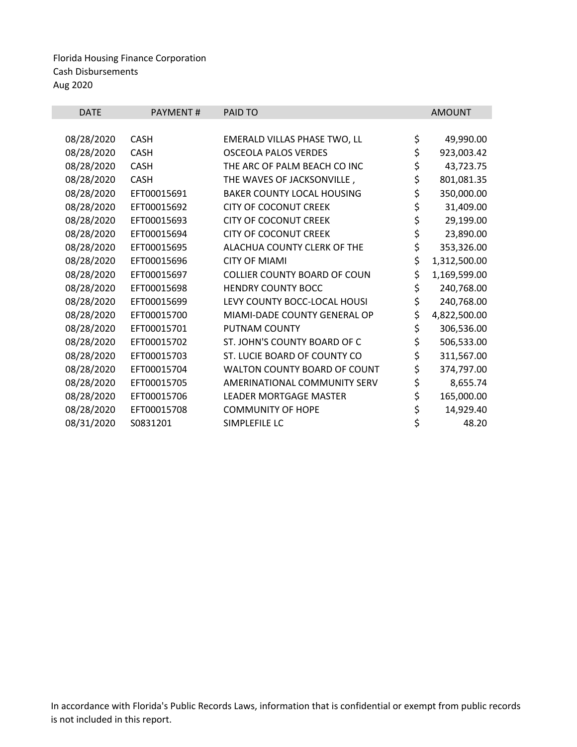Florida Housing Finance Corporation
Cash Disbursements
Aug 2020

| DATE | PAYMENT # | PAID TO | AMOUNT |
|---|---|---|---|
| 08/28/2020 | CASH | EMERALD VILLAS PHASE TWO, LL | $ 49,990.00 |
| 08/28/2020 | CASH | OSCEOLA PALOS VERDES | $ 923,003.42 |
| 08/28/2020 | CASH | THE ARC OF PALM BEACH CO INC | $ 43,723.75 |
| 08/28/2020 | CASH | THE WAVES OF JACKSONVILLE , | $ 801,081.35 |
| 08/28/2020 | EFT00015691 | BAKER COUNTY LOCAL HOUSING | $ 350,000.00 |
| 08/28/2020 | EFT00015692 | CITY OF COCONUT CREEK | $ 31,409.00 |
| 08/28/2020 | EFT00015693 | CITY OF COCONUT CREEK | $ 29,199.00 |
| 08/28/2020 | EFT00015694 | CITY OF COCONUT CREEK | $ 23,890.00 |
| 08/28/2020 | EFT00015695 | ALACHUA COUNTY CLERK OF THE | $ 353,326.00 |
| 08/28/2020 | EFT00015696 | CITY OF MIAMI | $ 1,312,500.00 |
| 08/28/2020 | EFT00015697 | COLLIER COUNTY BOARD OF COUN | $ 1,169,599.00 |
| 08/28/2020 | EFT00015698 | HENDRY COUNTY BOCC | $ 240,768.00 |
| 08/28/2020 | EFT00015699 | LEVY COUNTY BOCC-LOCAL HOUSI | $ 240,768.00 |
| 08/28/2020 | EFT00015700 | MIAMI-DADE COUNTY GENERAL OP | $ 4,822,500.00 |
| 08/28/2020 | EFT00015701 | PUTNAM COUNTY | $ 306,536.00 |
| 08/28/2020 | EFT00015702 | ST. JOHN'S COUNTY BOARD OF C | $ 506,533.00 |
| 08/28/2020 | EFT00015703 | ST. LUCIE BOARD OF COUNTY CO | $ 311,567.00 |
| 08/28/2020 | EFT00015704 | WALTON COUNTY BOARD OF COUNT | $ 374,797.00 |
| 08/28/2020 | EFT00015705 | AMERINATIONAL COMMUNITY SERV | $ 8,655.74 |
| 08/28/2020 | EFT00015706 | LEADER MORTGAGE MASTER | $ 165,000.00 |
| 08/28/2020 | EFT00015708 | COMMUNITY OF HOPE | $ 14,929.40 |
| 08/31/2020 | S0831201 | SIMPLEFILE LC | $ 48.20 |

In accordance with Florida's Public Records Laws, information that is confidential or exempt from public records is not included in this report.